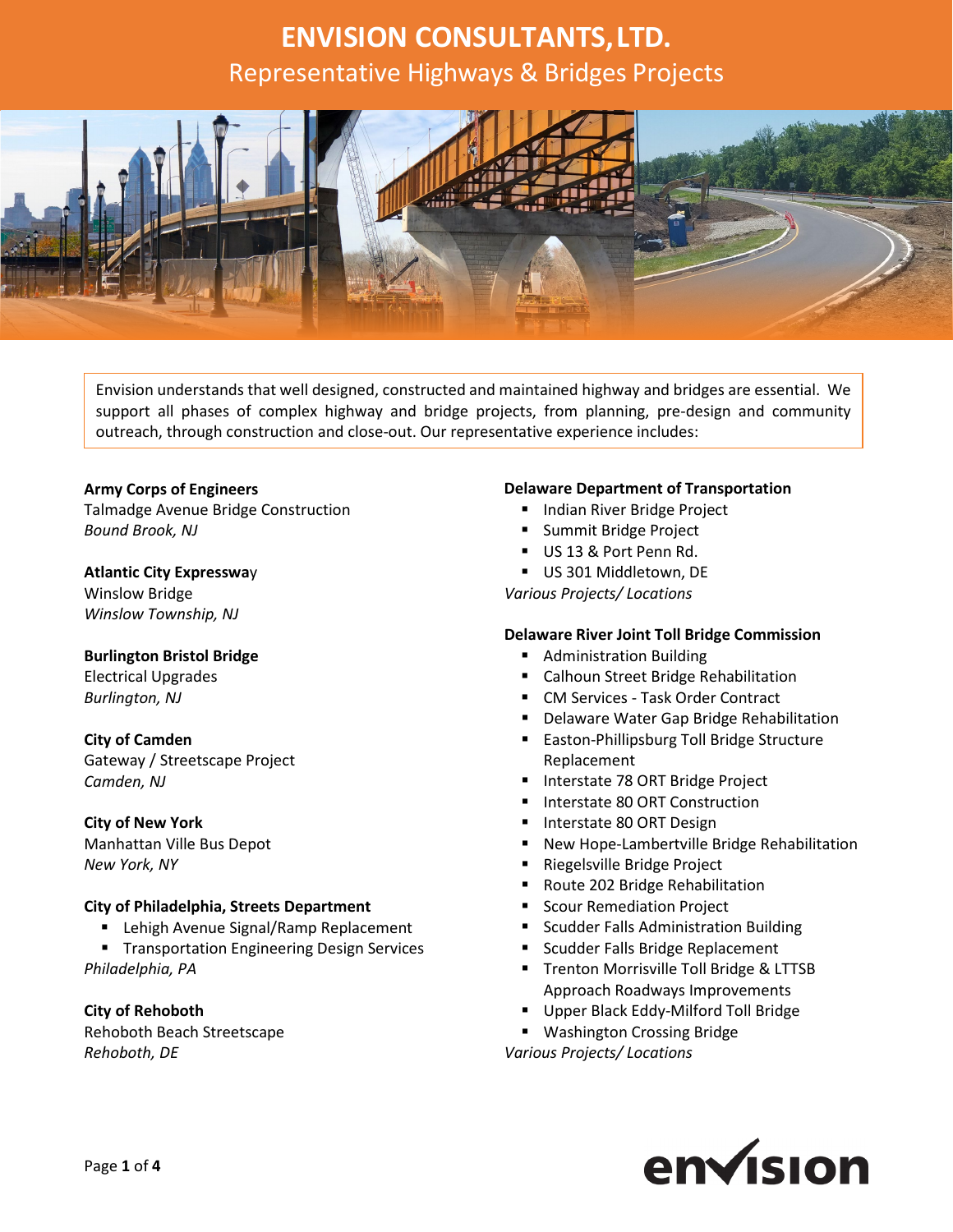# ENVISION CONSULTANTS, LTD.

## Representative Highways & Bridges Projects

Envision understands that well designed, constructed and maintained highway and bridges are essential. We support all phases of complex highway and bridge projects, from planning, pre-design and community outreach, through construction and close-out. Our representative experience includes:

**Army Corps of Engineers**
Talmadge Avenue Bridge Construction
*Bound Brook, NJ*

**Atlantic City Expressway**
Winslow Bridge
*Winslow Township, NJ*

**Burlington Bristol Bridge**
Electrical Upgrades
*Burlington, NJ*

**City of Camden**
Gateway / Streetscape Project
*Camden, NJ*

**City of New York**
Manhattan Ville Bus Depot
*New York, NY*

**City of Philadelphia, Streets Department**

- Lehigh Avenue Signal/Ramp Replacement
- Transportation Engineering Design Services

*Philadelphia, PA*

**City of Rehoboth**
Rehoboth Beach Streetscape
*Rehoboth, DE*

**Delaware Department of Transportation**

- Indian River Bridge Project
- Summit Bridge Project
- US 13 & Port Penn Rd.
- US 301 Middletown, DE

*Various Projects/ Locations*

**Delaware River Joint Toll Bridge Commission**

- Administration Building
- Calhoun Street Bridge Rehabilitation
- CM Services - Task Order Contract
- Delaware Water Gap Bridge Rehabilitation
- Easton-Phillipsburg Toll Bridge Structure Replacement
- Interstate 78 ORT Bridge Project
- Interstate 80 ORT Construction
- Interstate 80 ORT Design
- New Hope-Lambertville Bridge Rehabilitation
- Riegelsville Bridge Project
- Route 202 Bridge Rehabilitation
- Scour Remediation Project
- Scudder Falls Administration Building
- Scudder Falls Bridge Replacement
- Trenton Morrisville Toll Bridge & LTTSB Approach Roadways Improvements
- Upper Black Eddy-Milford Toll Bridge
- Washington Crossing Bridge

*Various Projects/ Locations*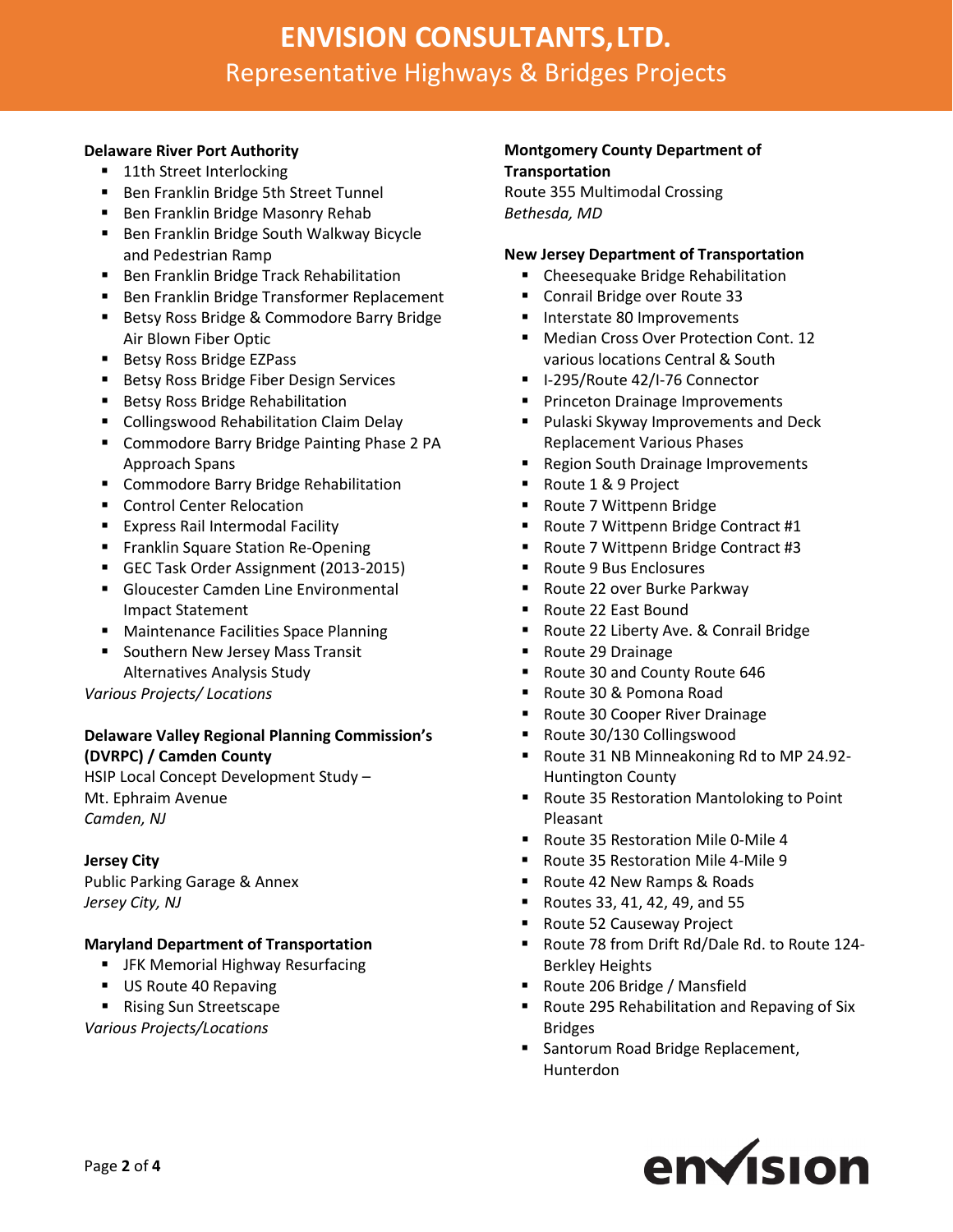# ENVISION CONSULTANTS, LTD.

## Representative Highways & Bridges Projects

**Delaware River Port Authority**

- 11th Street Interlocking
- Ben Franklin Bridge 5th Street Tunnel
- Ben Franklin Bridge Masonry Rehab
- Ben Franklin Bridge South Walkway Bicycle and Pedestrian Ramp
- Ben Franklin Bridge Track Rehabilitation
- Ben Franklin Bridge Transformer Replacement
- Betsy Ross Bridge & Commodore Barry Bridge Air Blown Fiber Optic
- Betsy Ross Bridge EZPass
- Betsy Ross Bridge Fiber Design Services
- Betsy Ross Bridge Rehabilitation
- Collingswood Rehabilitation Claim Delay
- Commodore Barry Bridge Painting Phase 2 PA Approach Spans
- Commodore Barry Bridge Rehabilitation
- Control Center Relocation
- Express Rail Intermodal Facility
- Franklin Square Station Re-Opening
- GEC Task Order Assignment (2013-2015)
- Gloucester Camden Line Environmental Impact Statement
- Maintenance Facilities Space Planning
- Southern New Jersey Mass Transit Alternatives Analysis Study

*Various Projects/ Locations*

**Delaware Valley Regional Planning Commission's (DVRPC) / Camden County**

HSIP Local Concept Development Study – Mt. Ephraim Avenue

*Camden, NJ*

**Jersey City**

Public Parking Garage & Annex

*Jersey City, NJ*

**Maryland Department of Transportation**

- JFK Memorial Highway Resurfacing
- US Route 40 Repaving
- Rising Sun Streetscape

*Various Projects/Locations*

**Montgomery County Department of Transportation**

Route 355 Multimodal Crossing

*Bethesda, MD*

**New Jersey Department of Transportation**

- Cheesequake Bridge Rehabilitation
- Conrail Bridge over Route 33
- Interstate 80 Improvements
- Median Cross Over Protection Cont. 12 various locations Central & South
- I-295/Route 42/I-76 Connector
- Princeton Drainage Improvements
- Pulaski Skyway Improvements and Deck Replacement Various Phases
- Region South Drainage Improvements
- Route 1 & 9 Project
- Route 7 Wittpenn Bridge
- Route 7 Wittpenn Bridge Contract #1
- Route 7 Wittpenn Bridge Contract #3
- Route 9 Bus Enclosures
- Route 22 over Burke Parkway
- Route 22 East Bound
- Route 22 Liberty Ave. & Conrail Bridge
- Route 29 Drainage
- Route 30 and County Route 646
- Route 30 & Pomona Road
- Route 30 Cooper River Drainage
- Route 30/130 Collingswood
- Route 31 NB Minneakoning Rd to MP 24.92-Huntington County
- Route 35 Restoration Mantoloking to Point Pleasant
- Route 35 Restoration Mile 0-Mile 4
- Route 35 Restoration Mile 4-Mile 9
- Route 42 New Ramps & Roads
- Routes 33, 41, 42, 49, and 55
- Route 52 Causeway Project
- Route 78 from Drift Rd/Dale Rd. to Route 124-Berkley Heights
- Route 206 Bridge / Mansfield
- Route 295 Rehabilitation and Repaving of Six Bridges
- Santorum Road Bridge Replacement, Hunterdon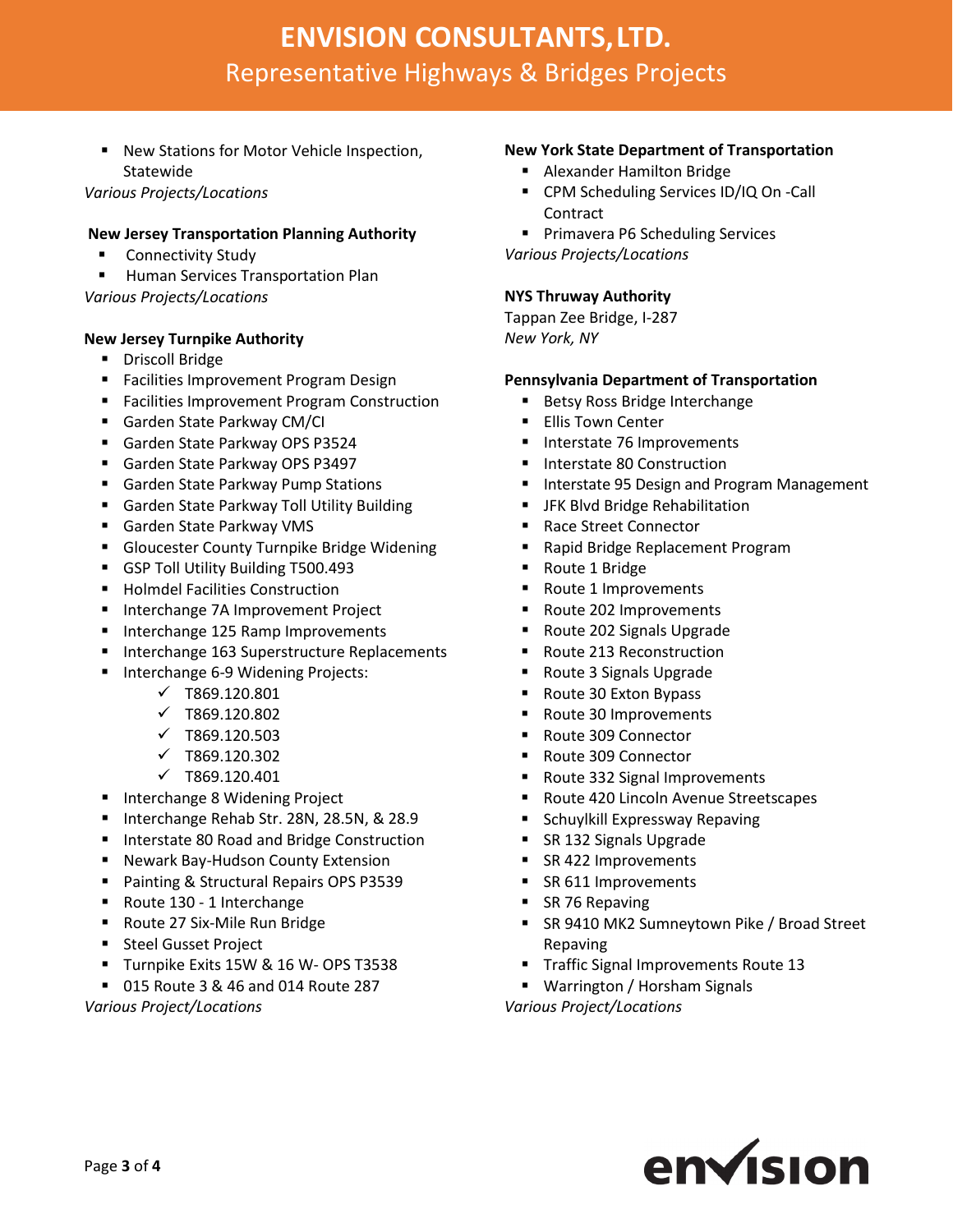- New Stations for Motor Vehicle Inspection, Statewide

*Various Projects/Locations*

**New Jersey Transportation Planning Authority**

- Connectivity Study
- Human Services Transportation Plan

*Various Projects/Locations*

**New Jersey Turnpike Authority**

- Driscoll Bridge
- Facilities Improvement Program Design
- Facilities Improvement Program Construction
- Garden State Parkway CM/CI
- Garden State Parkway OPS P3524
- Garden State Parkway OPS P3497
- Garden State Parkway Pump Stations
- Garden State Parkway Toll Utility Building
- Garden State Parkway VMS
- Gloucester County Turnpike Bridge Widening
- GSP Toll Utility Building T500.493
- Holmdel Facilities Construction
- Interchange 7A Improvement Project
- Interchange 125 Ramp Improvements
- Interchange 163 Superstructure Replacements
- Interchange 6-9 Widening Projects:
  - ✓ T869.120.801
  - ✓ T869.120.802
  - ✓ T869.120.503
  - ✓ T869.120.302
  - ✓ T869.120.401
- Interchange 8 Widening Project
- Interchange Rehab Str. 28N, 28.5N, & 28.9
- Interstate 80 Road and Bridge Construction
- Newark Bay-Hudson County Extension
- Painting & Structural Repairs OPS P3539
- Route 130 - 1 Interchange
- Route 27 Six-Mile Run Bridge
- Steel Gusset Project
- Turnpike Exits 15W & 16 W- OPS T3538
- 015 Route 3 & 46 and 014 Route 287

*Various Project/Locations*

**New York State Department of Transportation**

- Alexander Hamilton Bridge
- CPM Scheduling Services ID/IQ On -Call Contract
- Primavera P6 Scheduling Services

*Various Projects/Locations*

**NYS Thruway Authority**

Tappan Zee Bridge, I-287

*New York, NY*

**Pennsylvania Department of Transportation**

- Betsy Ross Bridge Interchange
- Ellis Town Center
- Interstate 76 Improvements
- Interstate 80 Construction
- Interstate 95 Design and Program Management
- JFK Blvd Bridge Rehabilitation
- Race Street Connector
- Rapid Bridge Replacement Program
- Route 1 Bridge
- Route 1 Improvements
- Route 202 Improvements
- Route 202 Signals Upgrade
- Route 213 Reconstruction
- Route 3 Signals Upgrade
- Route 30 Exton Bypass
- Route 30 Improvements
- Route 309 Connector
- Route 309 Connector
- Route 332 Signal Improvements
- Route 420 Lincoln Avenue Streetscapes
- Schuylkill Expressway Repaving
- SR 132 Signals Upgrade
- SR 422 Improvements
- SR 611 Improvements
- SR 76 Repaving
- SR 9410 MK2 Sumneytown Pike / Broad Street Repaving
- Traffic Signal Improvements Route 13
- Warrington / Horsham Signals

*Various Project/Locations*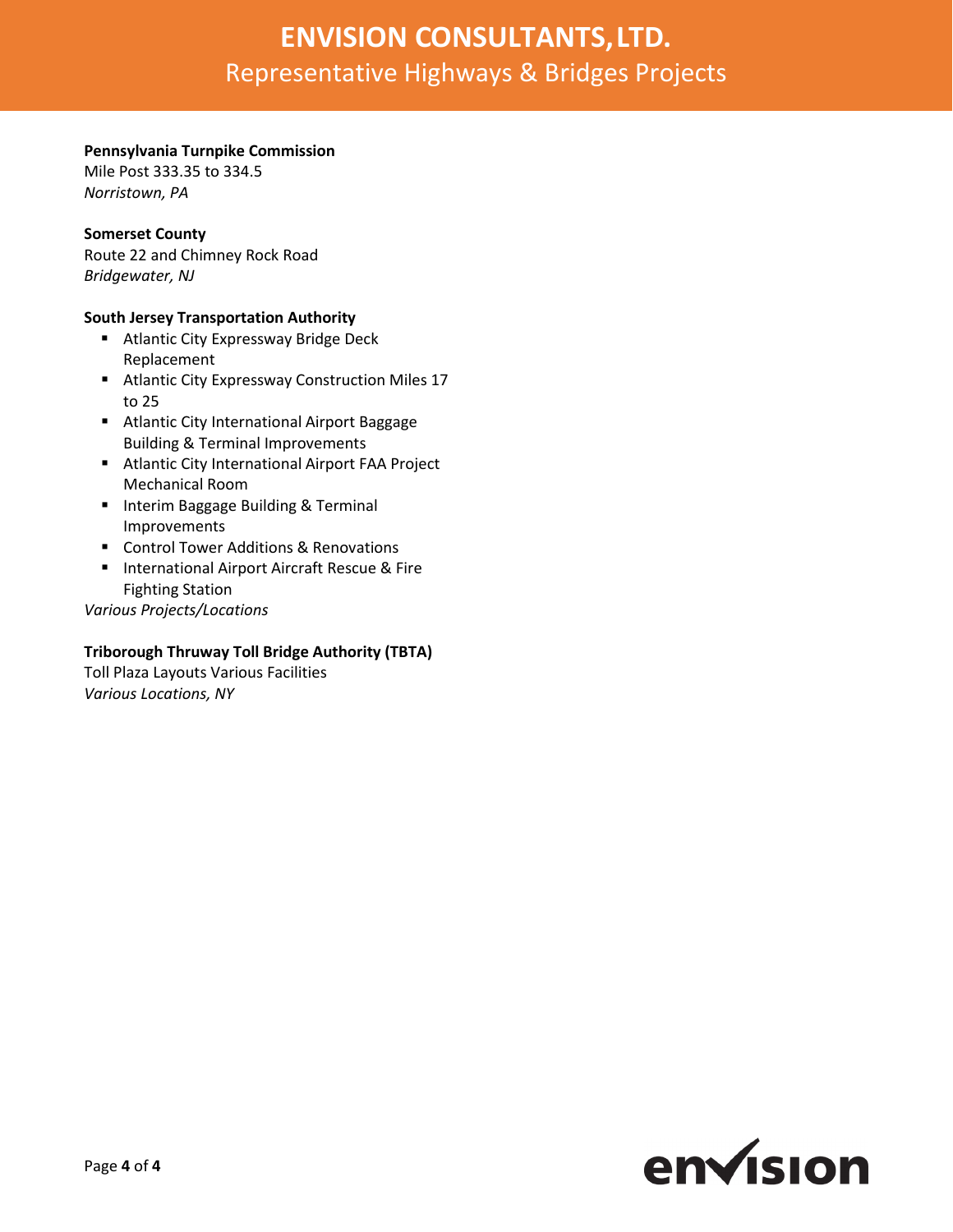**Pennsylvania Turnpike Commission**
Mile Post 333.35 to 334.5
*Norristown, PA*

**Somerset County**
Route 22 and Chimney Rock Road
*Bridgewater, NJ*

**South Jersey Transportation Authority**

- Atlantic City Expressway Bridge Deck Replacement
- Atlantic City Expressway Construction Miles 17 to 25
- Atlantic City International Airport Baggage Building & Terminal Improvements
- Atlantic City International Airport FAA Project Mechanical Room
- Interim Baggage Building & Terminal Improvements
- Control Tower Additions & Renovations
- International Airport Aircraft Rescue & Fire Fighting Station

*Various Projects/Locations*

**Triborough Thruway Toll Bridge Authority (TBTA)**
Toll Plaza Layouts Various Facilities
*Various Locations, NY*